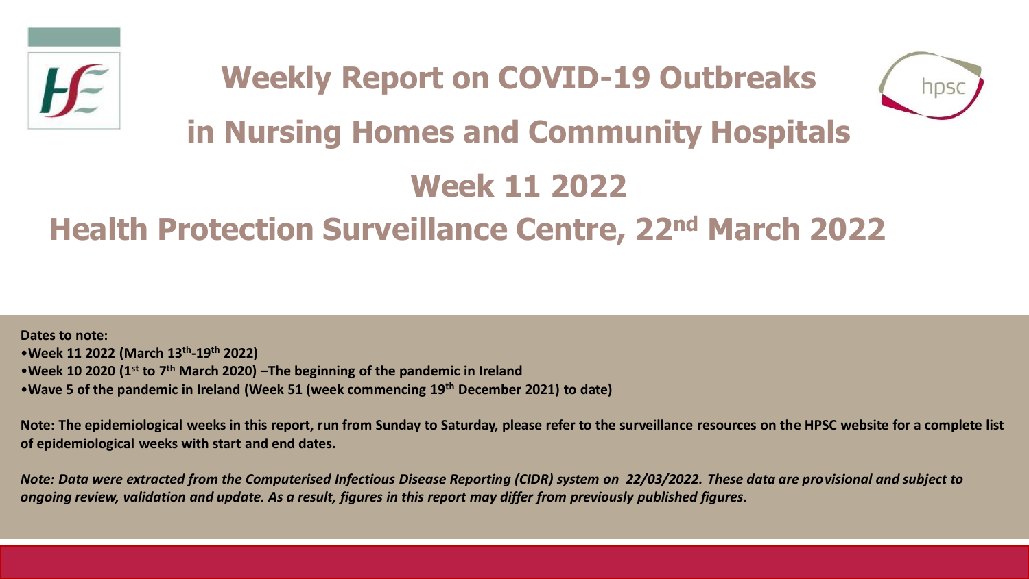# Weekly Report on COVID-19 Outbreaks in Nursing Homes and Community Hospitals

# Week 11 2022

## Health Protection Surveillance Centre, 22nd March 2022

**Dates to note:**

- **Week 11 2022 (March 13th-19th 2022)**
- **Week 10 2020 (1st to 7th March 2020) –The beginning of the pandemic in Ireland**
- **Wave 5 of the pandemic in Ireland (Week 51 (week commencing 19th December 2021) to date)**

**Note: The epidemiological weeks in this report, run from Sunday to Saturday, please refer to the surveillance resources on the HPSC website for a complete list of epidemiological weeks with start and end dates.**

***Note: Data were extracted from the Computerised Infectious Disease Reporting (CIDR) system on 22/03/2022. These data are provisional and subject to ongoing review, validation and update. As a result, figures in this report may differ from previously published figures.***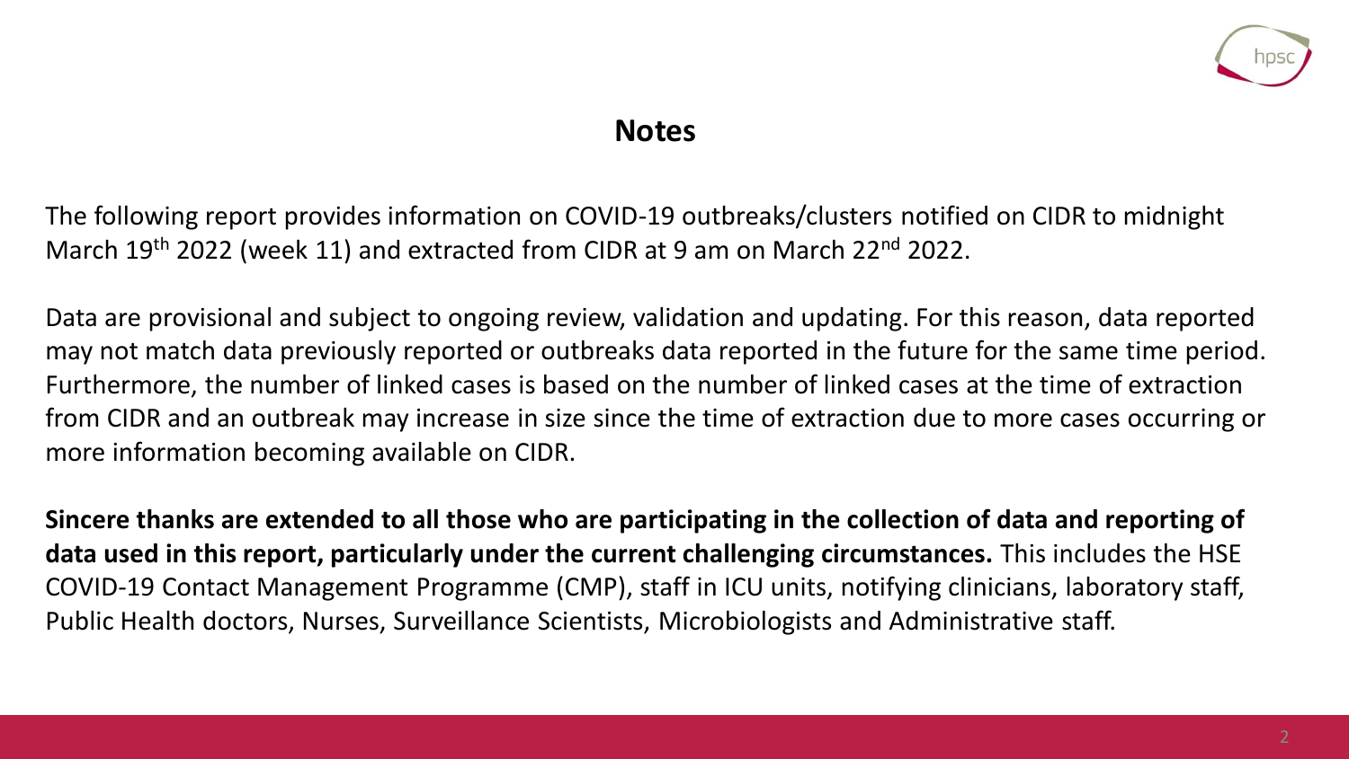## Notes

The following report provides information on COVID-19 outbreaks/clusters notified on CIDR to midnight March 19th 2022 (week 11) and extracted from CIDR at 9 am on March 22nd 2022.

Data are provisional and subject to ongoing review, validation and updating. For this reason, data reported may not match data previously reported or outbreaks data reported in the future for the same time period. Furthermore, the number of linked cases is based on the number of linked cases at the time of extraction from CIDR and an outbreak may increase in size since the time of extraction due to more cases occurring or more information becoming available on CIDR.

**Sincere thanks are extended to all those who are participating in the collection of data and reporting of data used in this report, particularly under the current challenging circumstances.** This includes the HSE COVID-19 Contact Management Programme (CMP), staff in ICU units, notifying clinicians, laboratory staff, Public Health doctors, Nurses, Surveillance Scientists, Microbiologists and Administrative staff.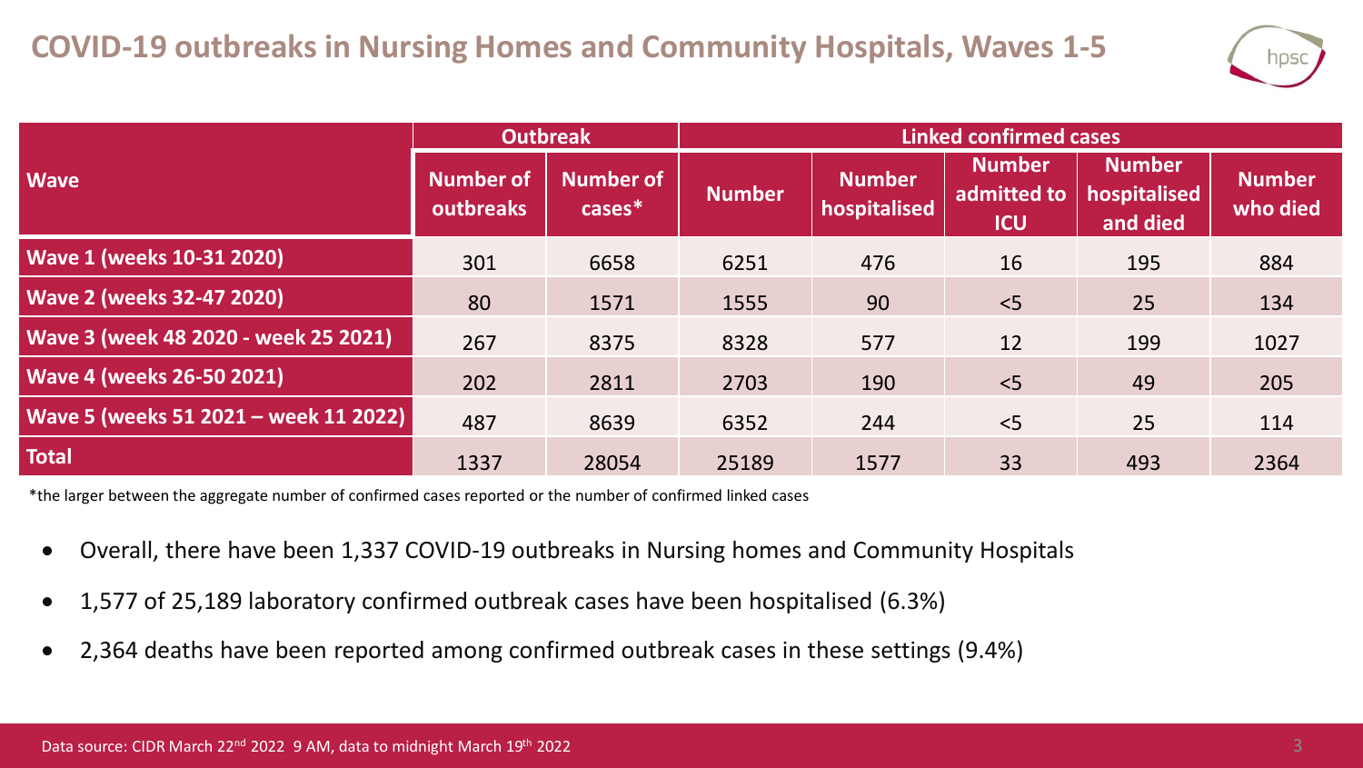# COVID-19 outbreaks in Nursing Homes and Community Hospitals, Waves 1-5

| Wave | Outbreak | | Linked confirmed cases | | | | |
|---|---|---|---|---|---|---|---|
| | Number of outbreaks | Number of cases* | Number | Number hospitalised | Number admitted to ICU | Number hospitalised and died | Number who died |
| Wave 1 (weeks 10-31 2020) | 301 | 6658 | 6251 | 476 | 16 | 195 | 884 |
| Wave 2 (weeks 32-47 2020) | 80 | 1571 | 1555 | 90 | <5 | 25 | 134 |
| Wave 3 (week 48 2020 - week 25 2021) | 267 | 8375 | 8328 | 577 | 12 | 199 | 1027 |
| Wave 4 (weeks 26-50 2021) | 202 | 2811 | 2703 | 190 | <5 | 49 | 205 |
| Wave 5 (weeks 51 2021 – week 11 2022) | 487 | 8639 | 6352 | 244 | <5 | 25 | 114 |
| Total | 1337 | 28054 | 25189 | 1577 | 33 | 493 | 2364 |

*the larger between the aggregate number of confirmed cases reported or the number of confirmed linked cases

- Overall, there have been 1,337 COVID-19 outbreaks in Nursing homes and Community Hospitals
- 1,577 of 25,189 laboratory confirmed outbreak cases have been hospitalised (6.3%)
- 2,364 deaths have been reported among confirmed outbreak cases in these settings (9.4%)

Data source: CIDR March 22nd 2022 9 AM, data to midnight March 19th 2022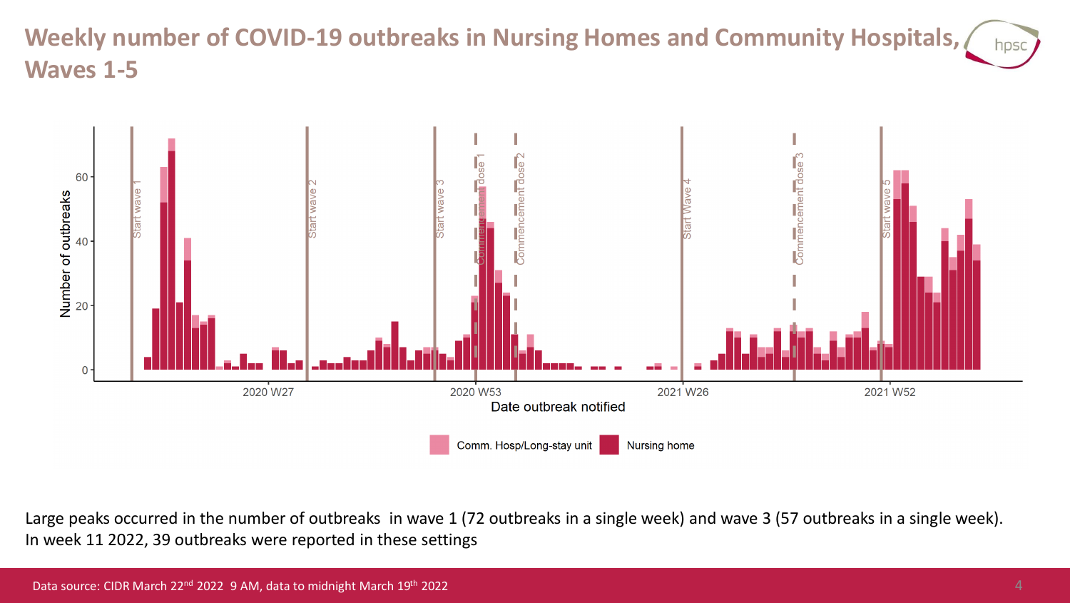# Weekly number of COVID-19 outbreaks in Nursing Homes and Community Hospitals, Waves 1-5

Large peaks occurred in the number of outbreaks in wave 1 (72 outbreaks in a single week) and wave 3 (57 outbreaks in a single week). In week 11 2022, 39 outbreaks were reported in these settings

Data source: CIDR March 22nd 2022 9 AM, data to midnight March 19th 2022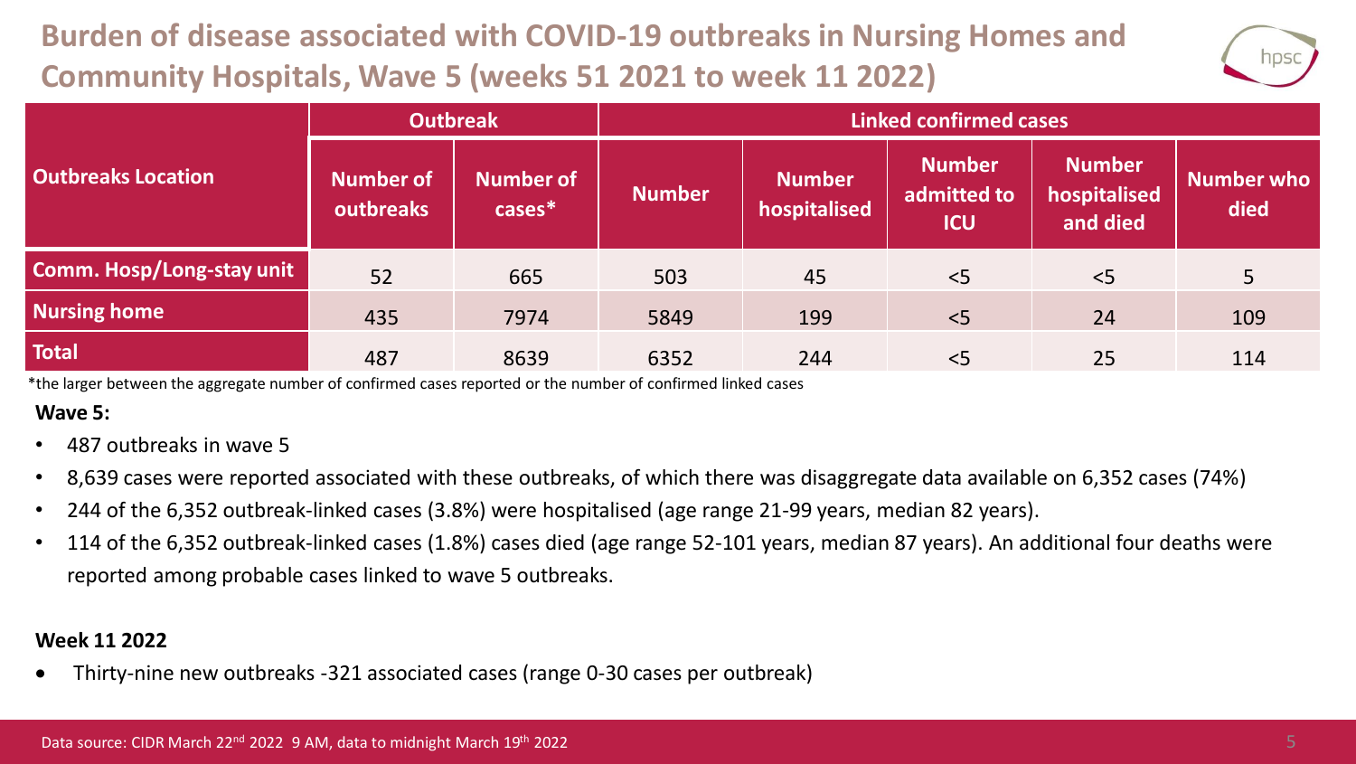# Burden of disease associated with COVID-19 outbreaks in Nursing Homes and Community Hospitals, Wave 5 (weeks 51 2021 to week 11 2022)

| Outbreaks Location | Outbreak | | Linked confirmed cases | | | | |
|---|---|---|---|---|---|---|---|
| | Number of outbreaks | Number of cases* | Number | Number hospitalised | Number admitted to ICU | Number hospitalised and died | Number who died |
| Comm. Hosp/Long-stay unit | 52 | 665 | 503 | 45 | <5 | <5 | 5 |
| Nursing home | 435 | 7974 | 5849 | 199 | <5 | 24 | 109 |
| Total | 487 | 8639 | 6352 | 244 | <5 | 25 | 114 |

*the larger between the aggregate number of confirmed cases reported or the number of confirmed linked cases

**Wave 5:**

- 487 outbreaks in wave 5
- 8,639 cases were reported associated with these outbreaks, of which there was disaggregate data available on 6,352 cases (74%)
- 244 of the 6,352 outbreak-linked cases (3.8%) were hospitalised (age range 21-99 years, median 82 years).
- 114 of the 6,352 outbreak-linked cases (1.8%) cases died (age range 52-101 years, median 87 years). An additional four deaths were reported among probable cases linked to wave 5 outbreaks.

**Week 11 2022**

- Thirty-nine new outbreaks -321 associated cases (range 0-30 cases per outbreak)

Data source: CIDR March 22nd 2022 9 AM, data to midnight March 19th 2022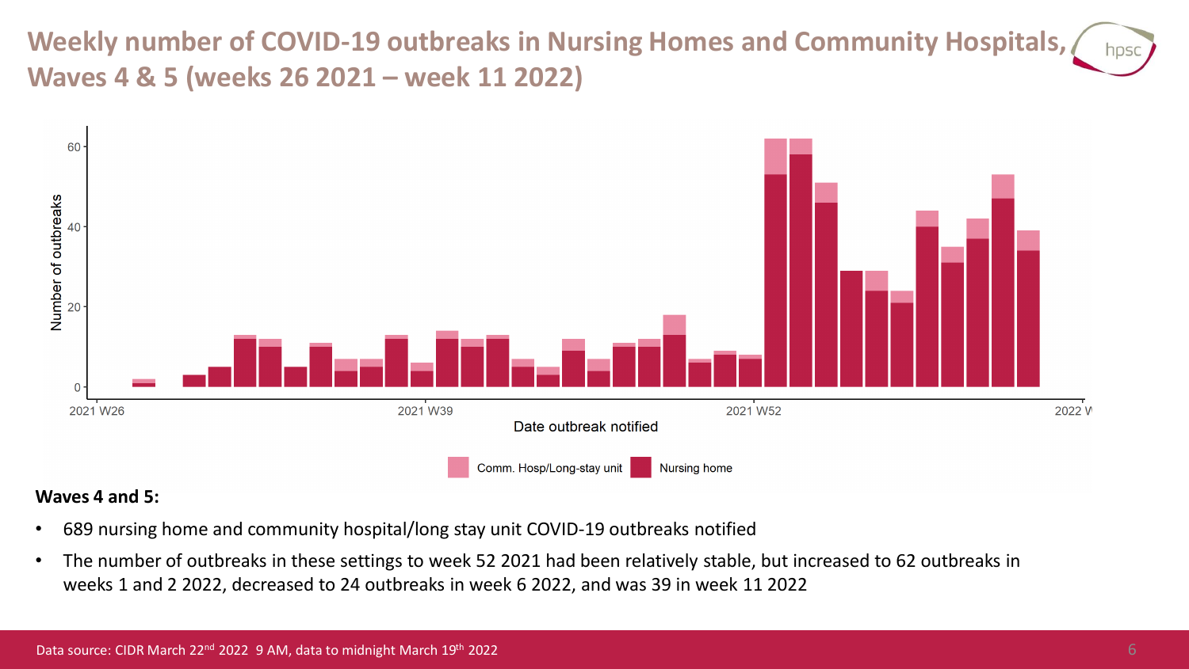# Weekly number of COVID-19 outbreaks in Nursing Homes and Community Hospitals, Waves 4 & 5 (weeks 26 2021 – week 11 2022)

**Waves 4 and 5:**

- 689 nursing home and community hospital/long stay unit COVID-19 outbreaks notified
- The number of outbreaks in these settings to week 52 2021 had been relatively stable, but increased to 62 outbreaks in weeks 1 and 2 2022, decreased to 24 outbreaks in week 6 2022, and was 39 in week 11 2022

Data source: CIDR March 22nd 2022 9 AM, data to midnight March 19th 2022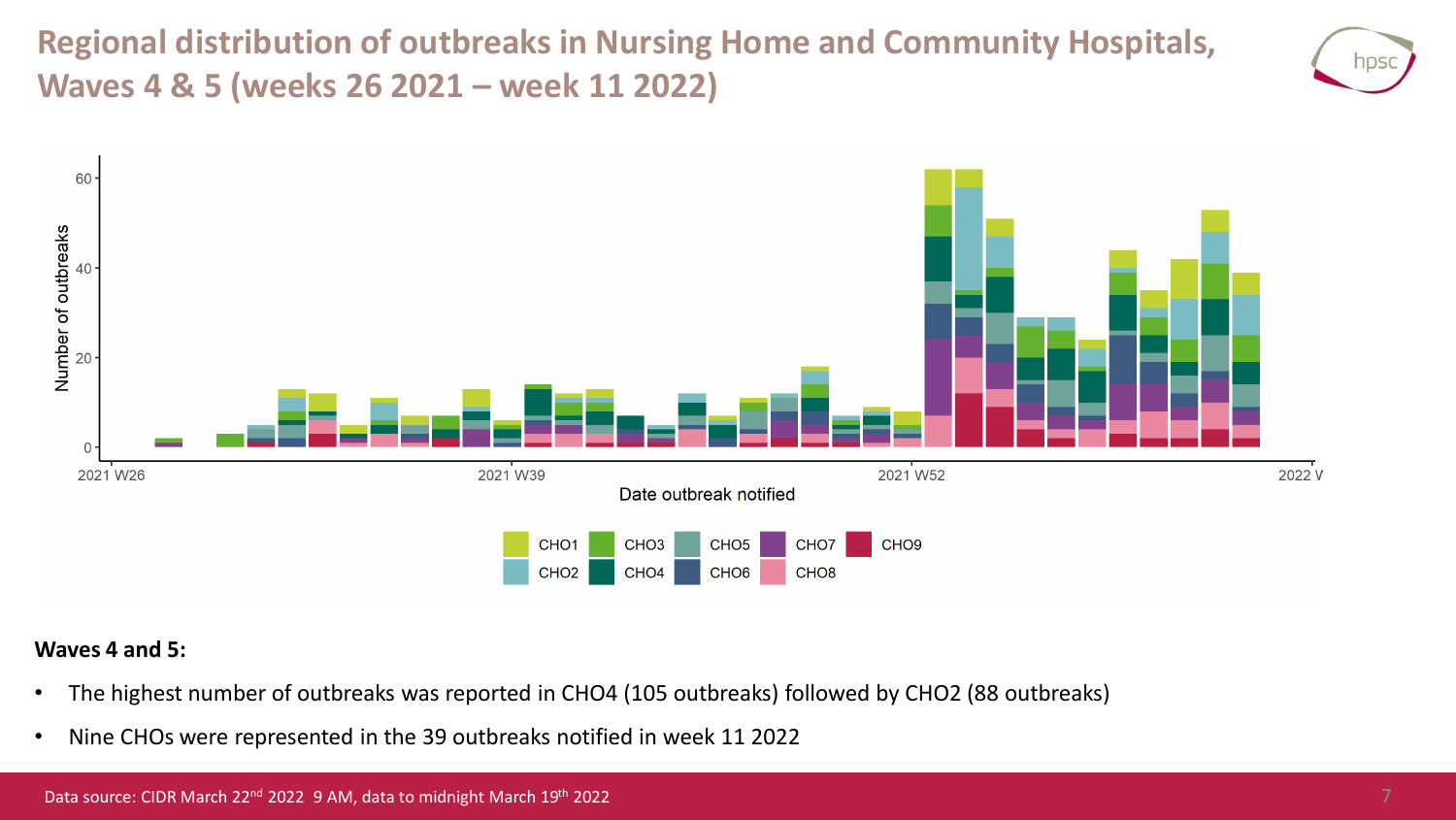# Regional distribution of outbreaks in Nursing Home and Community Hospitals, Waves 4 & 5 (weeks 26 2021 – week 11 2022)

**Waves 4 and 5:**

- The highest number of outbreaks was reported in CHO4 (105 outbreaks) followed by CHO2 (88 outbreaks)
- Nine CHOs were represented in the 39 outbreaks notified in week 11 2022

Data source: CIDR March 22nd 2022 9 AM, data to midnight March 19th 2022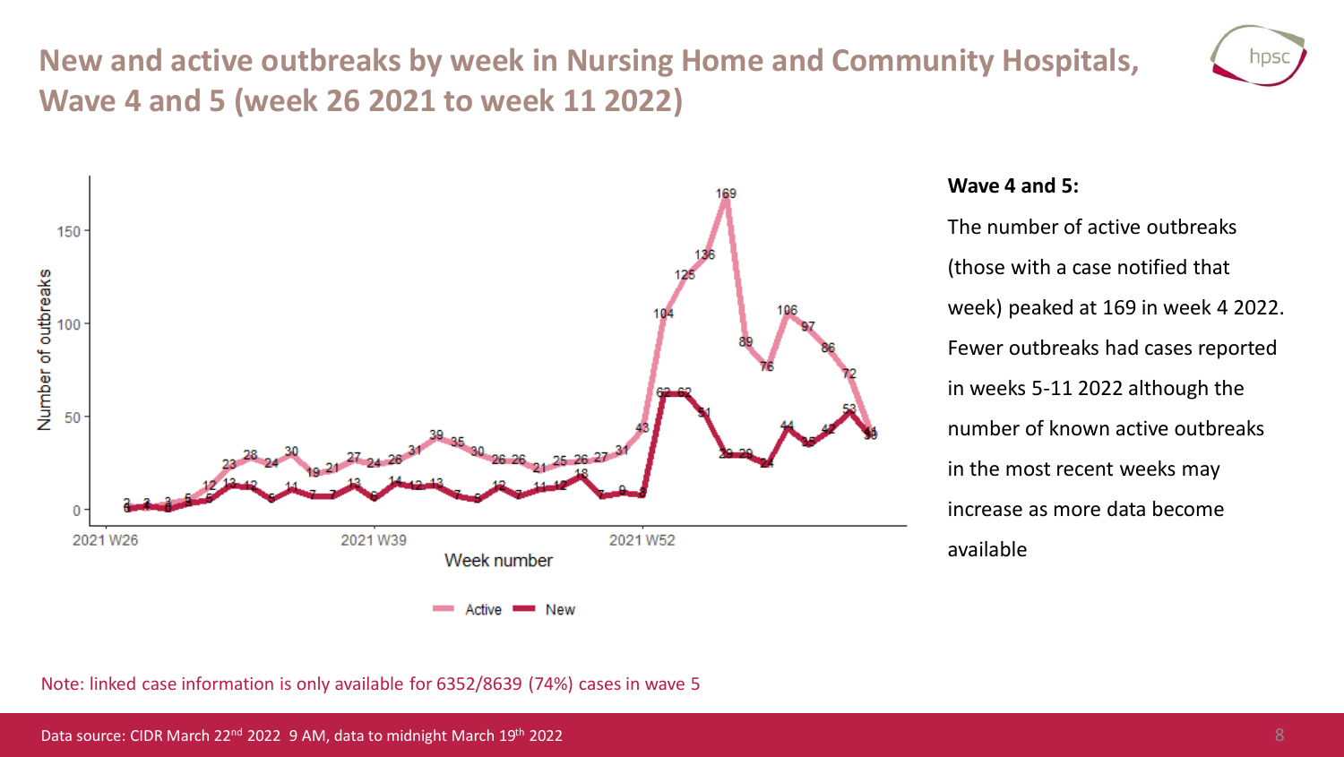# New and active outbreaks by week in Nursing Home and Community Hospitals, Wave 4 and 5 (week 26 2021 to week 11 2022)

**Wave 4 and 5:**

The number of active outbreaks (those with a case notified that week) peaked at 169 in week 4 2022. Fewer outbreaks had cases reported in weeks 5-11 2022 although the number of known active outbreaks in the most recent weeks may increase as more data become available

Note: linked case information is only available for 6352/8639 (74%) cases in wave 5

Data source: CIDR March 22nd 2022 9 AM, data to midnight March 19th 2022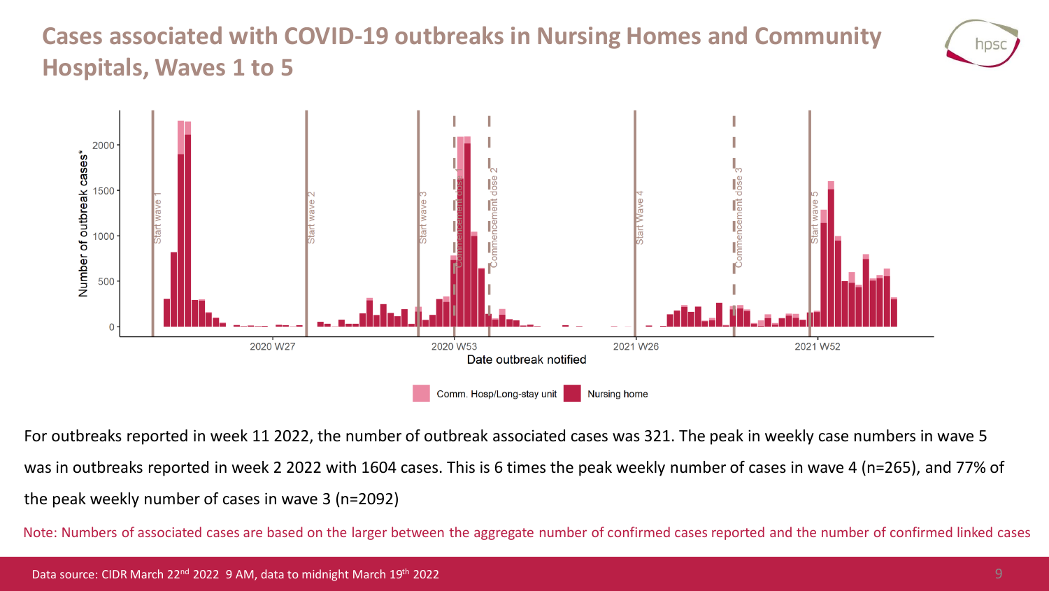# Cases associated with COVID-19 outbreaks in Nursing Homes and Community Hospitals, Waves 1 to 5

For outbreaks reported in week 11 2022, the number of outbreak associated cases was 321. The peak in weekly case numbers in wave 5 was in outbreaks reported in week 2 2022 with 1604 cases. This is 6 times the peak weekly number of cases in wave 4 (n=265), and 77% of the peak weekly number of cases in wave 3 (n=2092)

Note: Numbers of associated cases are based on the larger between the aggregate number of confirmed cases reported and the number of confirmed linked cases

Data source: CIDR March 22nd 2022 9 AM, data to midnight March 19th 2022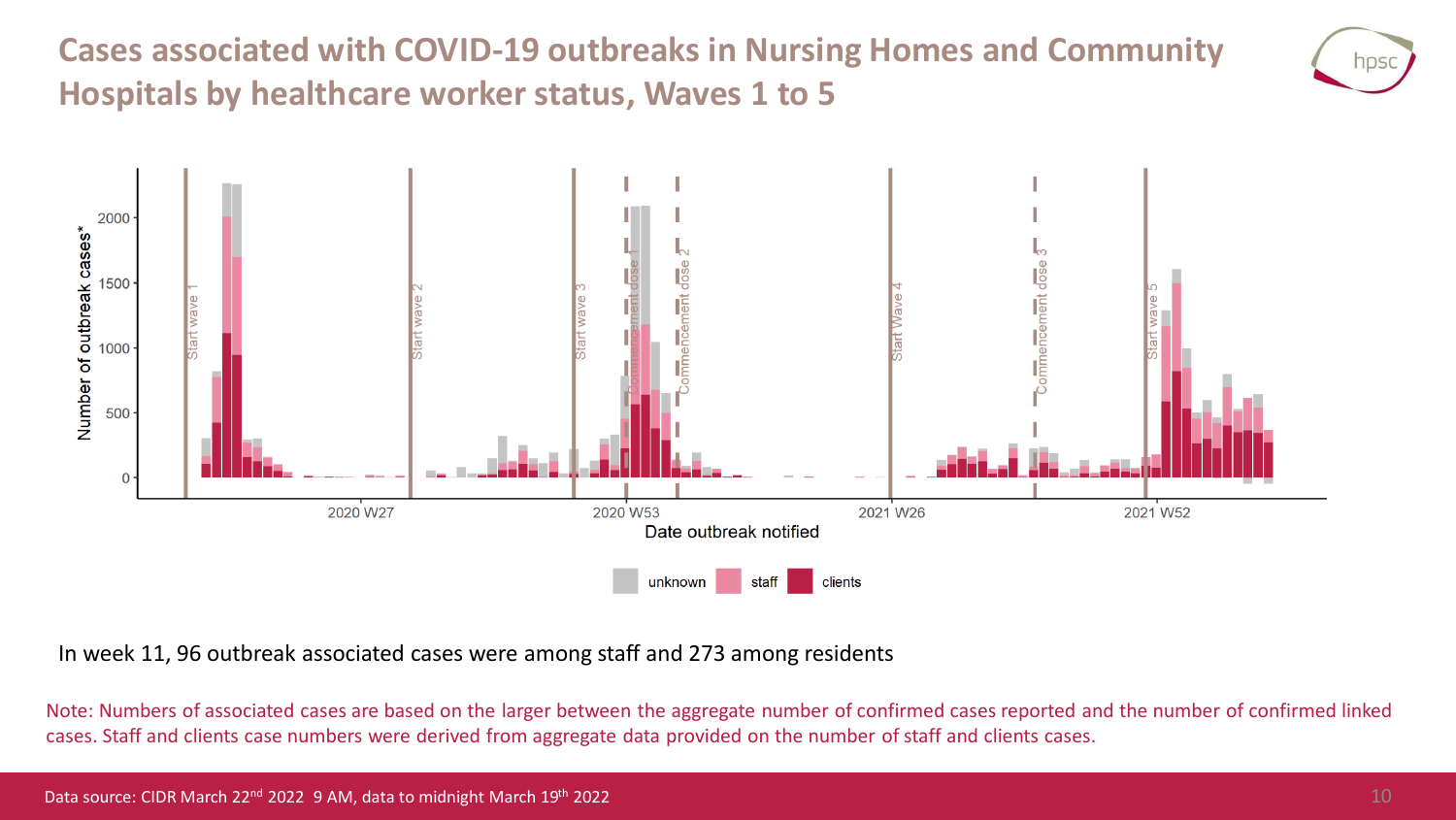# Cases associated with COVID-19 outbreaks in Nursing Homes and Community Hospitals by healthcare worker status, Waves 1 to 5

In week 11, 96 outbreak associated cases were among staff and 273 among residents

Note: Numbers of associated cases are based on the larger between the aggregate number of confirmed cases reported and the number of confirmed linked cases. Staff and clients case numbers were derived from aggregate data provided on the number of staff and clients cases.

Data source: CIDR March 22nd 2022 9 AM, data to midnight March 19th 2022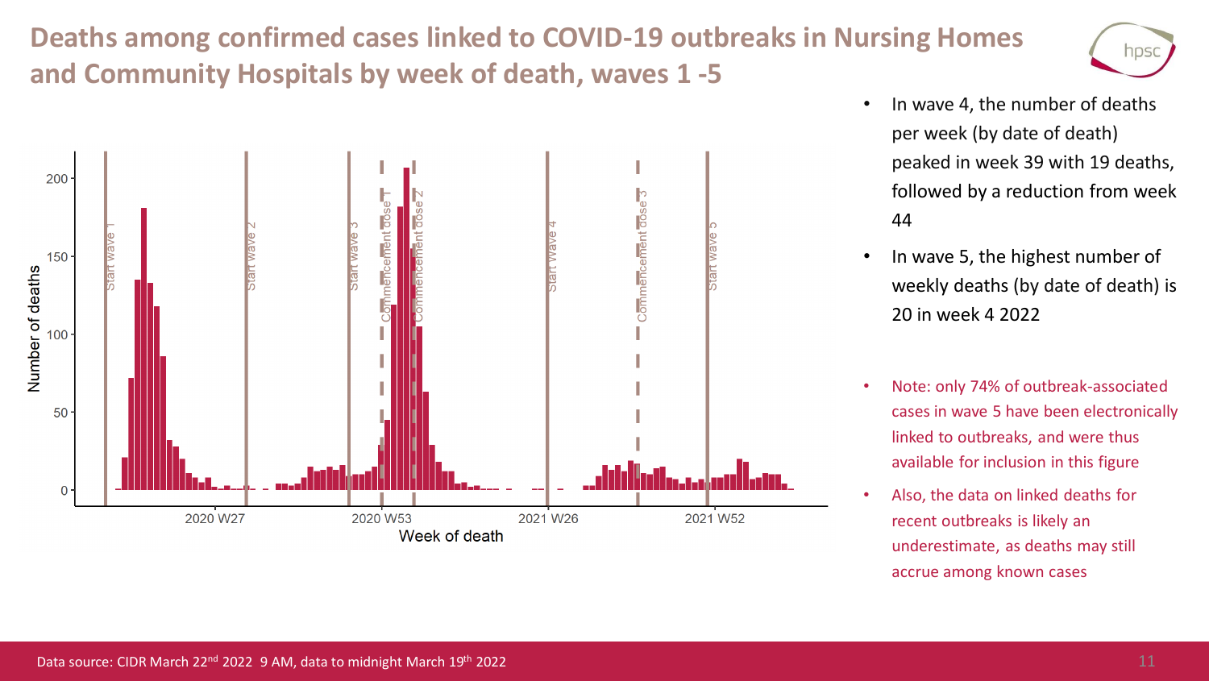# Deaths among confirmed cases linked to COVID-19 outbreaks in Nursing Homes and Community Hospitals by week of death, waves 1 -5

- In wave 4, the number of deaths per week (by date of death) peaked in week 39 with 19 deaths, followed by a reduction from week 44
- In wave 5, the highest number of weekly deaths (by date of death) is 20 in week 4 2022

- Note: only 74% of outbreak-associated cases in wave 5 have been electronically linked to outbreaks, and were thus available for inclusion in this figure
- Also, the data on linked deaths for recent outbreaks is likely an underestimate, as deaths may still accrue among known cases

Data source: CIDR March 22nd 2022 9 AM, data to midnight March 19th 2022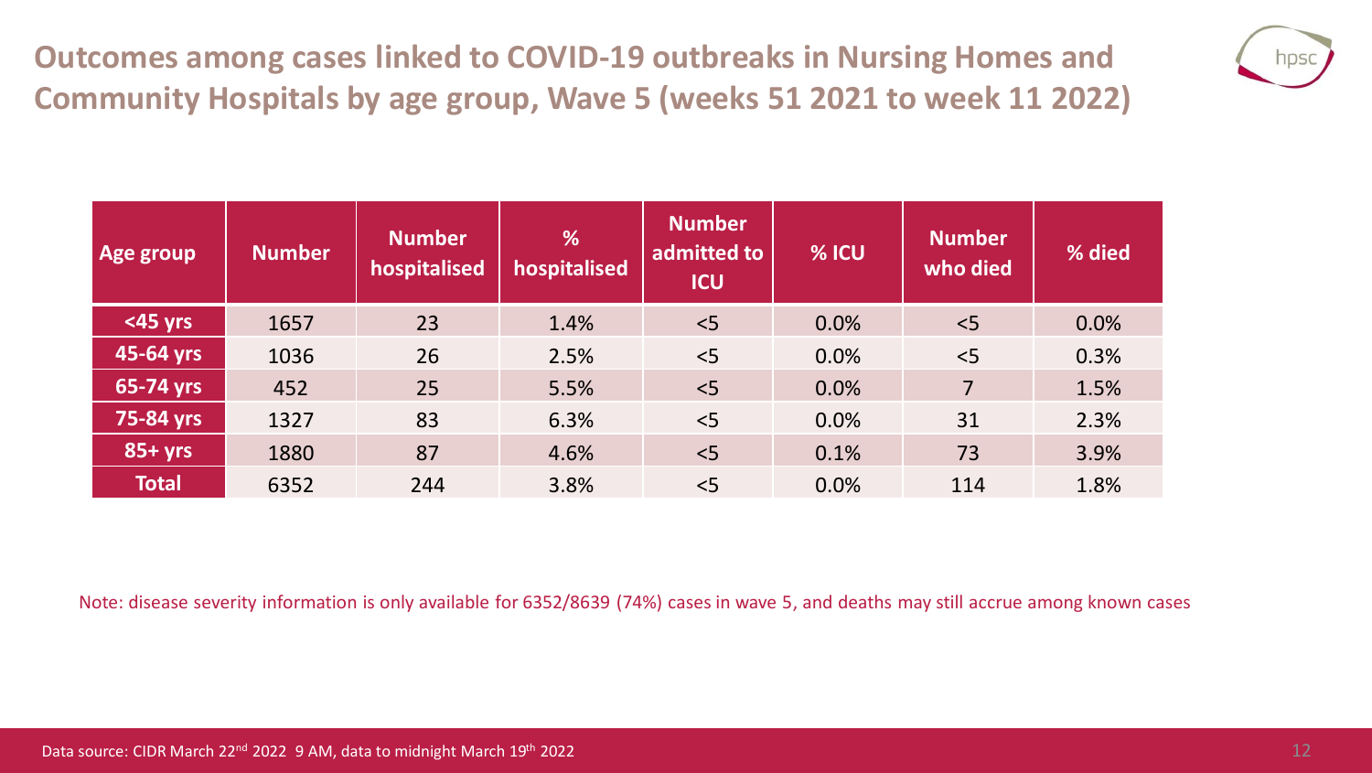# Outcomes among cases linked to COVID-19 outbreaks in Nursing Homes and Community Hospitals by age group, Wave 5 (weeks 51 2021 to week 11 2022)

| Age group | Number | Number hospitalised | % hospitalised | Number admitted to ICU | % ICU | Number who died | % died |
|---|---|---|---|---|---|---|---|
| <45 yrs | 1657 | 23 | 1.4% | <5 | 0.0% | <5 | 0.0% |
| 45-64 yrs | 1036 | 26 | 2.5% | <5 | 0.0% | <5 | 0.3% |
| 65-74 yrs | 452 | 25 | 5.5% | <5 | 0.0% | 7 | 1.5% |
| 75-84 yrs | 1327 | 83 | 6.3% | <5 | 0.0% | 31 | 2.3% |
| 85+ yrs | 1880 | 87 | 4.6% | <5 | 0.1% | 73 | 3.9% |
| Total | 6352 | 244 | 3.8% | <5 | 0.0% | 114 | 1.8% |

Note: disease severity information is only available for 6352/8639 (74%) cases in wave 5, and deaths may still accrue among known cases

Data source: CIDR March 22nd 2022 9 AM, data to midnight March 19th 2022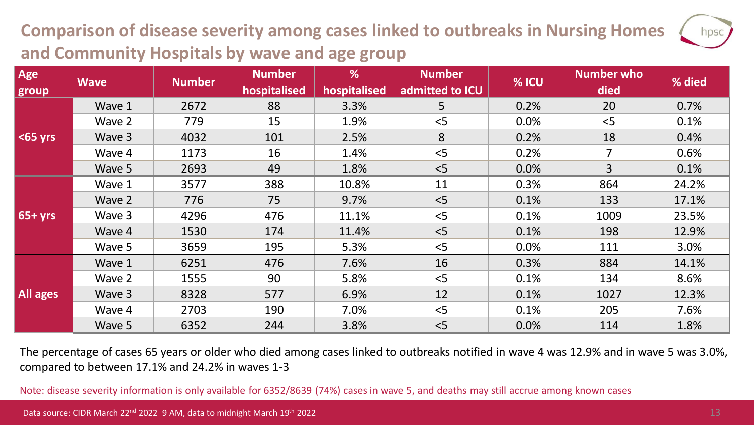# Comparison of disease severity among cases linked to outbreaks in Nursing Homes and Community Hospitals by wave and age group

| Age group | Wave | Number | Number hospitalised | % hospitalised | Number admitted to ICU | % ICU | Number who died | % died |
|---|---|---|---|---|---|---|---|---|
| <65 yrs | Wave 1 | 2672 | 88 | 3.3% | 5 | 0.2% | 20 | 0.7% |
| | Wave 2 | 779 | 15 | 1.9% | <5 | 0.0% | <5 | 0.1% |
| | Wave 3 | 4032 | 101 | 2.5% | 8 | 0.2% | 18 | 0.4% |
| | Wave 4 | 1173 | 16 | 1.4% | <5 | 0.2% | 7 | 0.6% |
| | Wave 5 | 2693 | 49 | 1.8% | <5 | 0.0% | 3 | 0.1% |
| 65+ yrs | Wave 1 | 3577 | 388 | 10.8% | 11 | 0.3% | 864 | 24.2% |
| | Wave 2 | 776 | 75 | 9.7% | <5 | 0.1% | 133 | 17.1% |
| | Wave 3 | 4296 | 476 | 11.1% | <5 | 0.1% | 1009 | 23.5% |
| | Wave 4 | 1530 | 174 | 11.4% | <5 | 0.1% | 198 | 12.9% |
| | Wave 5 | 3659 | 195 | 5.3% | <5 | 0.0% | 111 | 3.0% |
| All ages | Wave 1 | 6251 | 476 | 7.6% | 16 | 0.3% | 884 | 14.1% |
| | Wave 2 | 1555 | 90 | 5.8% | <5 | 0.1% | 134 | 8.6% |
| | Wave 3 | 8328 | 577 | 6.9% | 12 | 0.1% | 1027 | 12.3% |
| | Wave 4 | 2703 | 190 | 7.0% | <5 | 0.1% | 205 | 7.6% |
| | Wave 5 | 6352 | 244 | 3.8% | <5 | 0.0% | 114 | 1.8% |

The percentage of cases 65 years or older who died among cases linked to outbreaks notified in wave 4 was 12.9% and in wave 5 was 3.0%, compared to between 17.1% and 24.2% in waves 1-3

Note: disease severity information is only available for 6352/8639 (74%) cases in wave 5, and deaths may still accrue among known cases

Data source: CIDR March 22nd 2022 9 AM, data to midnight March 19th 2022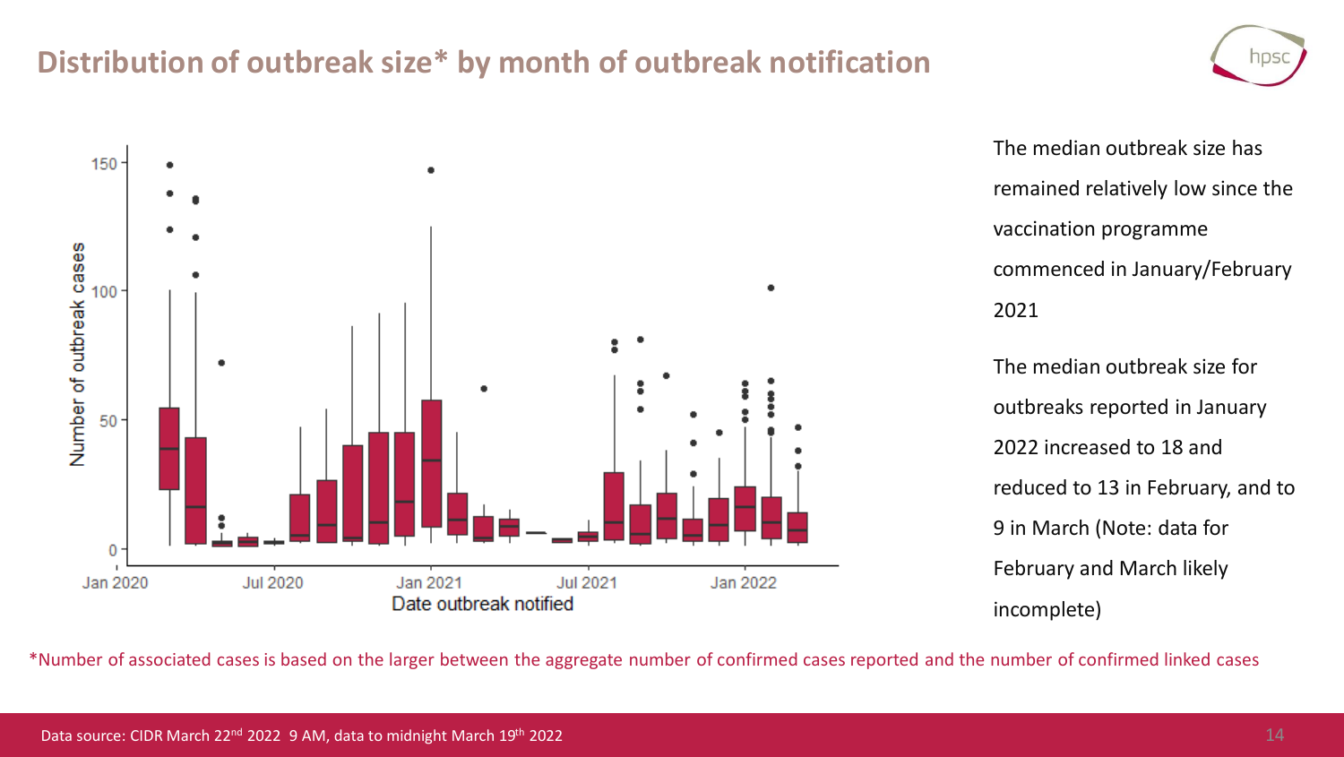## Distribution of outbreak size* by month of outbreak notification

The median outbreak size has remained relatively low since the vaccination programme commenced in January/February 2021

The median outbreak size for outbreaks reported in January 2022 increased to 18 and reduced to 13 in February, and to 9 in March (Note: data for February and March likely incomplete)

*Number of associated cases is based on the larger between the aggregate number of confirmed cases reported and the number of confirmed linked cases

Data source: CIDR March 22nd 2022 9 AM, data to midnight March 19th 2022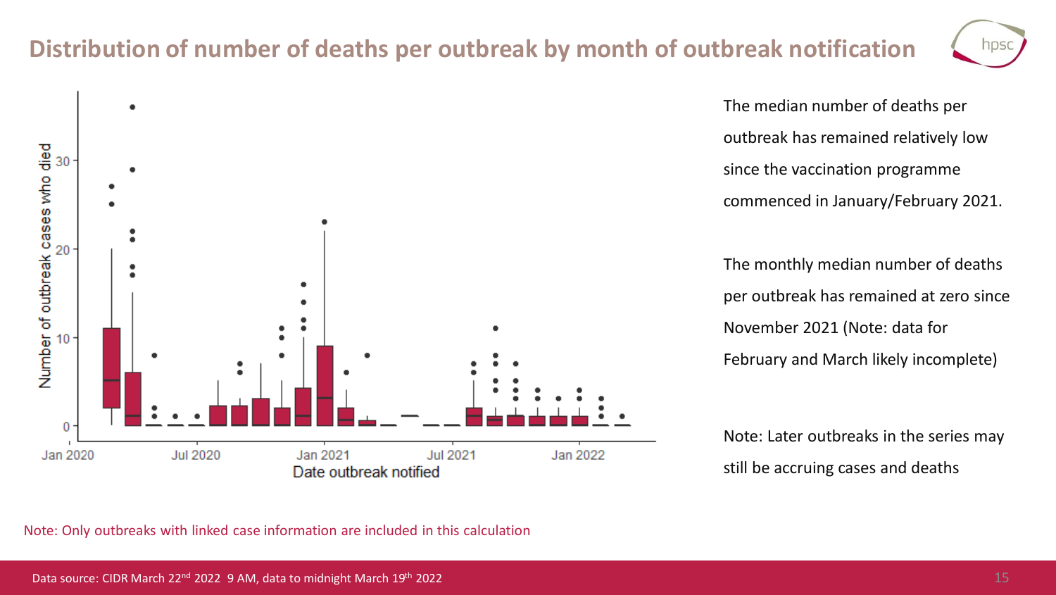# Distribution of number of deaths per outbreak by month of outbreak notification

The median number of deaths per outbreak has remained relatively low since the vaccination programme commenced in January/February 2021.

The monthly median number of deaths per outbreak has remained at zero since November 2021 (Note: data for February and March likely incomplete)

Note: Later outbreaks in the series may still be accruing cases and deaths

Note: Only outbreaks with linked case information are included in this calculation

Data source: CIDR March 22[nd] 2022 9 AM, data to midnight March 19[th] 2022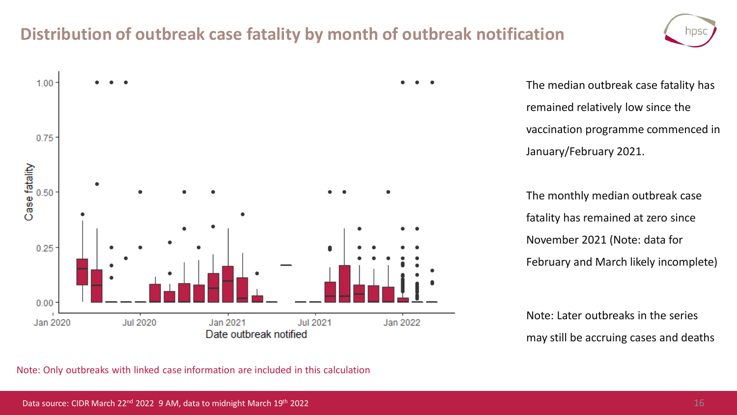# Distribution of outbreak case fatality by month of outbreak notification

The median outbreak case fatality has remained relatively low since the vaccination programme commenced in January/February 2021.

The monthly median outbreak case fatality has remained at zero since November 2021 (Note: data for February and March likely incomplete)

Note: Later outbreaks in the series may still be accruing cases and deaths

Note: Only outbreaks with linked case information are included in this calculation

Data source: CIDR March 22nd 2022 9 AM, data to midnight March 19th 2022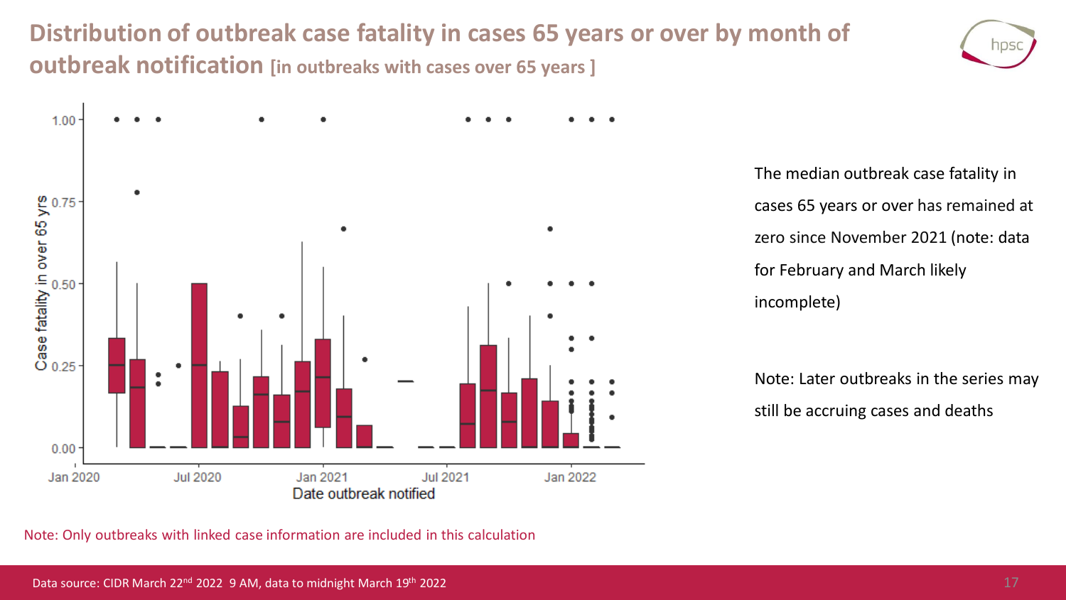# Distribution of outbreak case fatality in cases 65 years or over by month of outbreak notification [in outbreaks with cases over 65 years ]

Case fatality in over 65 yrs

1.00

0.75

0.50

0.25

0.00

Jan 2020

Jul 2020

Jan 2021

Jul 2021

Jan 2022

Date outbreak notified

The median outbreak case fatality in cases 65 years or over has remained at zero since November 2021 (note: data for February and March likely incomplete)

Note: Later outbreaks in the series may still be accruing cases and deaths

Note: Only outbreaks with linked case information are included in this calculation

Data source: CIDR March 22nd 2022 9 AM, data to midnight March 19th 2022